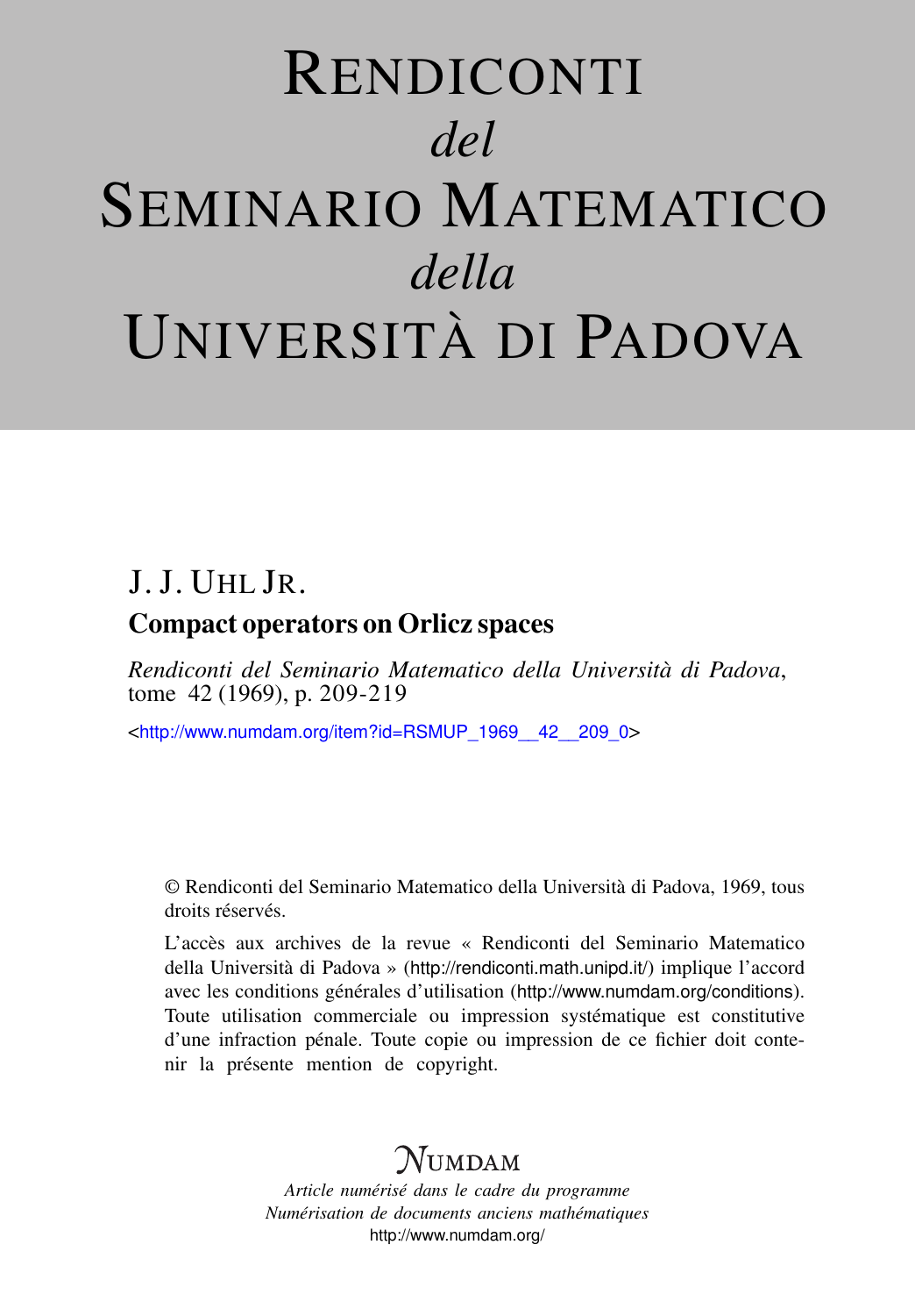# RENDICONTI *del* SEMINARIO MATEMATICO *della* UNIVERSITÀ DI PADOVA

J. J. UHL JR.

## Compact operators on Orlicz spaces

*Rendiconti del Seminario Matematico della Università di Padova*, tome 42 (1969), p. 209-219

<http://www.numdam.org/item?id=RSMUP_1969__42__209_0>

© Rendiconti del Seminario Matematico della Università di Padova, 1969, tous droits réservés.

L'accès aux archives de la revue « Rendiconti del Seminario Matematico della Università di Padova » (http://rendiconti.math.unipd.it/) implique l'accord avec les conditions générales d'utilisation (http://www.numdam.org/conditions). Toute utilisation commerciale ou impression systématique est constitutive d'une infraction pénale. Toute copie ou impression de ce fichier doit contenir la présente mention de copyright.

NUMDAM

*Article numérisé dans le cadre du programme Numérisation de documents anciens mathématiques*

http://www.numdam.org/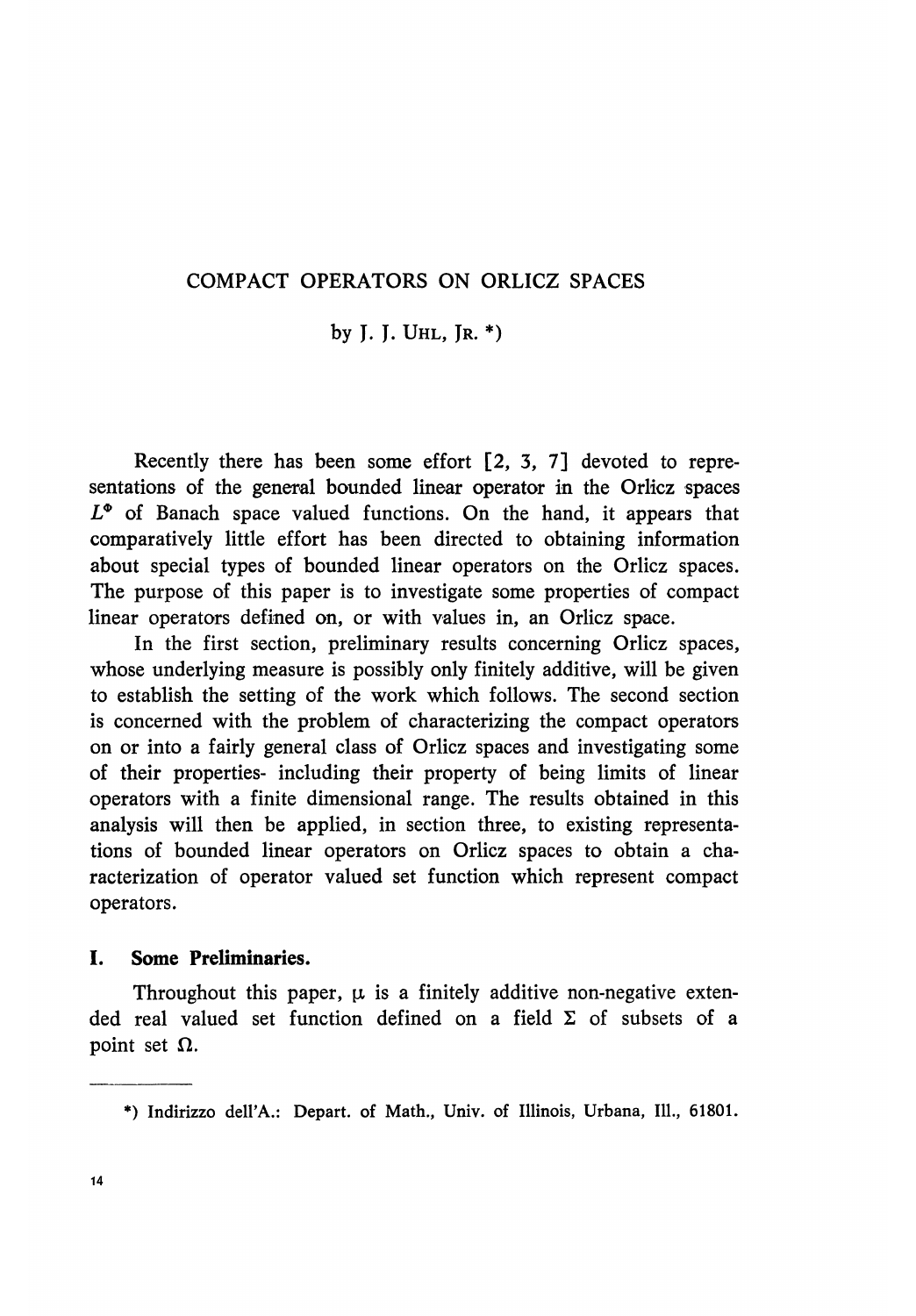# COMPACT OPERATORS ON ORLICZ SPACES

by J. J. UHL, JR. *)

Recently there has been some effort [2, 3, 7] devoted to representations of the general bounded linear operator in the Orlicz spaces $L^{\Phi}$ of Banach space valued functions. On the hand, it appears that comparatively little effort has been directed to obtaining information about special types of bounded linear operators on the Orlicz spaces. The purpose of this paper is to investigate some properties of compact linear operators defined on, or with values in, an Orlicz space.

In the first section, preliminary results concerning Orlicz spaces, whose underlying measure is possibly only finitely additive, will be given to establish the setting of the work which follows. The second section is concerned with the problem of characterizing the compact operators on or into a fairly general class of Orlicz spaces and investigating some of their properties- including their property of being limits of linear operators with a finite dimensional range. The results obtained in this analysis will then be applied, in section three, to existing representations of bounded linear operators on Orlicz spaces to obtain a characterization of operator valued set function which represent compact operators.

## I. Some Preliminaries.

Throughout this paper, $\mu$ is a finitely additive non-negative extended real valued set function defined on a field $\Sigma$ of subsets of a point set $\Omega$.

---

*) Indirizzo dell'A.: Depart. of Math., Univ. of Illinois, Urbana, Ill., 61801.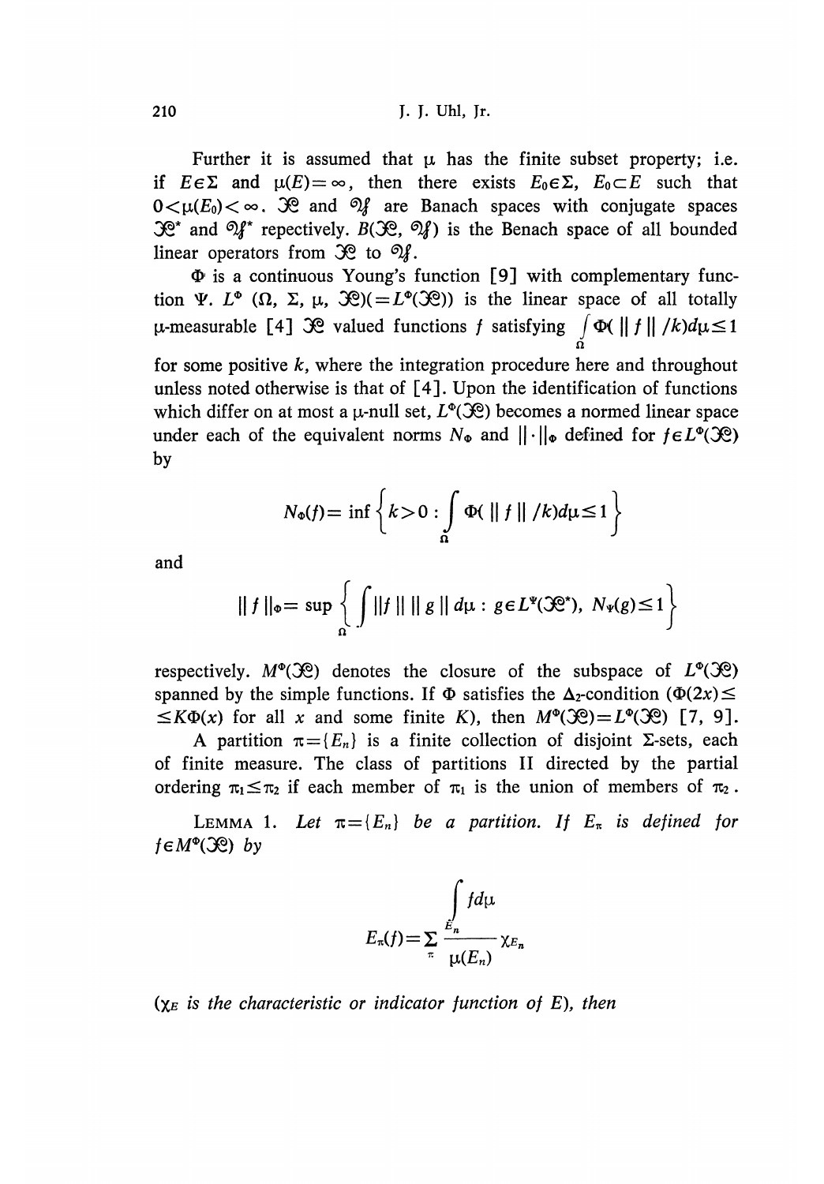Further it is assumed that $\mu$ has the finite subset property; i.e. if $E \in \Sigma$ and $\mu(E) = \infty$, then there exists $E_0 \in \Sigma$, $E_0 \subset E$ such that $0 < \mu(E_0) < \infty$. $\mathfrak{X}$ and $\mathfrak{Y}$ are Banach spaces with conjugate spaces $\mathfrak{X}^*$ and $\mathfrak{Y}^*$ repectively. $B(\mathfrak{X}, \mathfrak{Y})$ is the Benach space of all bounded linear operators from $\mathfrak{X}$ to $\mathfrak{Y}$.

$\Phi$ is a continuous Young's function [9] with complementary function $\Psi$. $L^\Phi(\Omega, \Sigma, \mu, \mathfrak{X})(= L^\Phi(\mathfrak{X}))$ is the linear space of all totally $\mu$-measurable [4] $\mathfrak{X}$ valued functions $f$ satisfying $\int_\Omega \Phi(\|f\|/k)d\mu \leq 1$ for some positive $k$, where the integration procedure here and throughout unless noted otherwise is that of [4]. Upon the identification of functions which differ on at most a $\mu$-null set, $L^\Phi(\mathfrak{X})$ becomes a normed linear space under each of the equivalent norms $N_\Phi$ and $\|\cdot\|_\Phi$ defined for $f \in L^\Phi(\mathfrak{X})$ by

$$N_\Phi(f) = \inf\left\{k > 0 : \int_\Omega \Phi(\|f\|/k)d\mu \leq 1\right\}$$

and

$$\|f\|_\Phi = \sup\left\{\int_\Omega \|f\|\,\|g\|\,d\mu : g \in L^\Psi(\mathfrak{X}^*),\ N_\Psi(g) \leq 1\right\}$$

respectively. $M^\Phi(\mathfrak{X})$ denotes the closure of the subspace of $L^\Phi(\mathfrak{X})$ spanned by the simple functions. If $\Phi$ satisfies the $\Delta_2$-condition ($\Phi(2x) \leq K\Phi(x)$ for all $x$ and some finite $K$), then $M^\Phi(\mathfrak{X}) = L^\Phi(\mathfrak{X})$ [7, 9].

A partition $\pi = \{E_n\}$ is a finite collection of disjoint $\Sigma$-sets, each of finite measure. The class of partitions $\Pi$ directed by the partial ordering $\pi_1 \leq \pi_2$ if each member of $\pi_1$ is the union of members of $\pi_2$.

LEMMA 1. *Let $\pi = \{E_n\}$ be a partition. If $E_\pi$ is defined for $f \in M^\Phi(\mathfrak{X})$ by*

$$E_\pi(f) = \sum_\pi \frac{\int_{E_n} f d\mu}{\mu(E_n)} \chi_{E_n}$$

*($\chi_E$ is the characteristic or indicator function of $E$), then*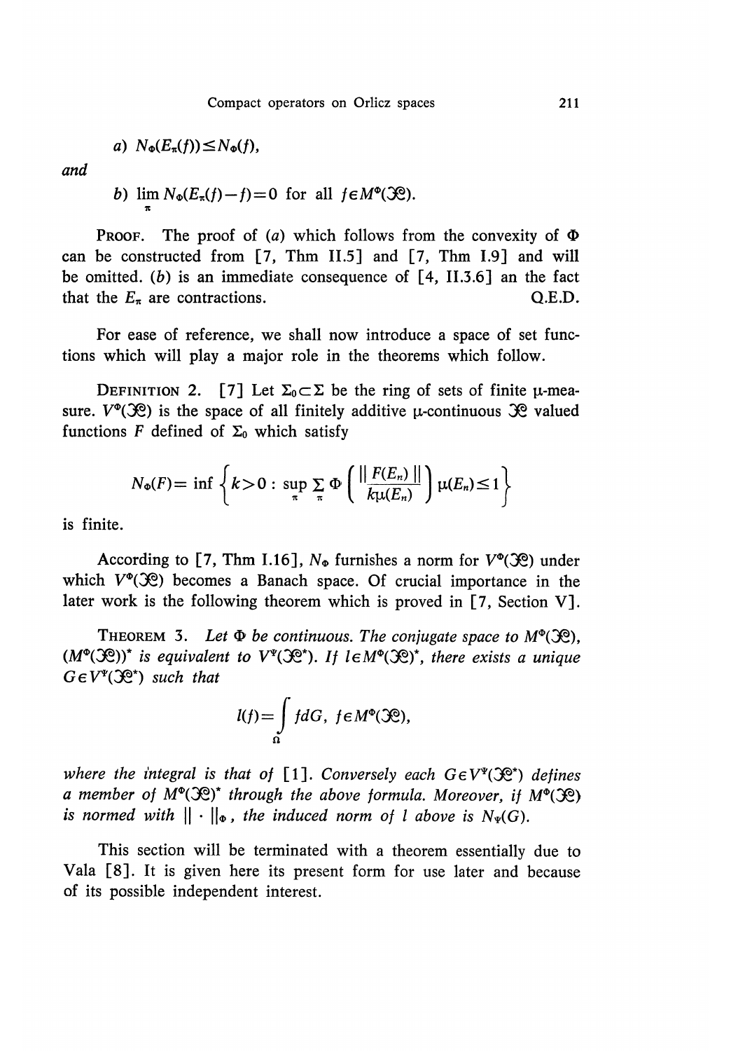*a)* $N_\Phi(E_\pi(f)) \leq N_\Phi(f)$,

*and*

*b)* $\lim_\pi N_\Phi(E_\pi(f) - f) = 0$ for all $f \in M^\Phi(\mathcal{X})$.

PROOF. The proof of (*a*) which follows from the convexity of $\Phi$ can be constructed from [7, Thm II.5] and [7, Thm I.9] and will be omitted. (*b*) is an immediate consequence of [4, II.3.6] an the fact that the $E_\pi$ are contractions. Q.E.D.

For ease of reference, we shall now introduce a space of set functions which will play a major role in the theorems which follow.

DEFINITION 2. [7] Let $\Sigma_0 \subset \Sigma$ be the ring of sets of finite $\mu$-measure. $V^\Phi(\mathcal{X})$ is the space of all finitely additive $\mu$-continuous $\mathcal{X}$ valued functions $F$ defined of $\Sigma_0$ which satisfy

$$N_\Phi(F) = \inf \left\{ k > 0 : \sup_\pi \sum_\pi \Phi\left( \frac{\| F(E_n) \|}{k\mu(E_n)} \right) \mu(E_n) \leq 1 \right\}$$

is finite.

According to [7, Thm I.16], $N_\Phi$ furnishes a norm for $V^\Phi(\mathcal{X})$ under which $V^\Phi(\mathcal{X})$ becomes a Banach space. Of crucial importance in the later work is the following theorem which is proved in [7, Section V].

THEOREM 3. *Let $\Phi$ be continuous. The conjugate space to $M^\Phi(\mathcal{X})$, $(M^\Phi(\mathcal{X}))^*$ is equivalent to $V^\Psi(\mathcal{X}^*)$. If $l \in M^\Phi(\mathcal{X})^*$, there exists a unique $G \in V^\Psi(\mathcal{X}^*)$ such that*

$$l(f) = \int_\Omega f dG, \quad f \in M^\Phi(\mathcal{X}),$$

*where the integral is that of [1]. Conversely each $G \in V^\Psi(\mathcal{X}^*)$ defines a member of $M^\Phi(\mathcal{X})^*$ through the above formula. Moreover, if $M^\Phi(\mathcal{X})$ is normed with $\| \cdot \|_\Phi$, the induced norm of $l$ above is $N_\Psi(G)$.*

This section will be terminated with a theorem essentially due to Vala [8]. It is given here its present form for use later and because of its possible independent interest.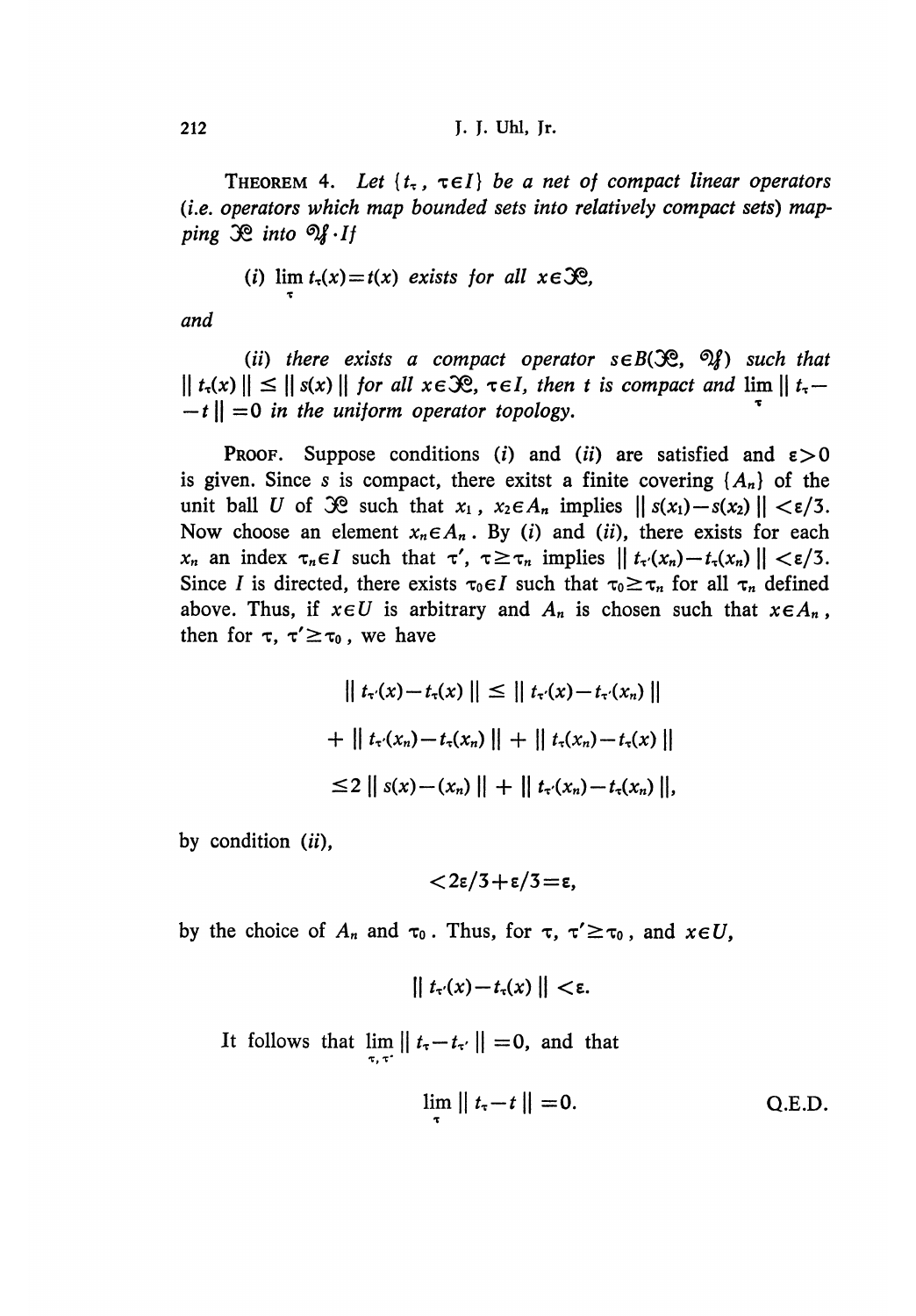**THEOREM 4.** *Let $\{t_\tau, \tau \in I\}$ be a net of compact linear operators (i.e. operators which map bounded sets into relatively compact sets) mapping $\mathfrak{X}$ into $\mathfrak{Y}$. If*

*(i) $\lim_\tau t_\tau(x) = t(x)$ exists for all $x \in \mathfrak{X}$,*

*and*

*(ii) there exists a compact operator $s \in B(\mathfrak{X}, \mathfrak{Y})$ such that $\| t_\tau(x) \| \leq \| s(x) \|$ for all $x \in \mathfrak{X}$, $\tau \in I$, then $t$ is compact and $\lim_\tau \| t_\tau - t \| = 0$ in the uniform operator topology.*

PROOF. Suppose conditions (*i*) and (*ii*) are satisfied and $\varepsilon > 0$ is given. Since $s$ is compact, there exitst a finite covering $\{A_n\}$ of the unit ball $U$ of $\mathfrak{X}$ such that $x_1, x_2 \in A_n$ implies $\| s(x_1) - s(x_2) \| < \varepsilon/3$. Now choose an element $x_n \in A_n$. By (*i*) and (*ii*), there exists for each $x_n$ an index $\tau_n \in I$ such that $\tau', \tau \geq \tau_n$ implies $\| t_{\tau'}(x_n) - t_\tau(x_n) \| < \varepsilon/3$. Since $I$ is directed, there exists $\tau_0 \in I$ such that $\tau_0 \geq \tau_n$ for all $\tau_n$ defined above. Thus, if $x \in U$ is arbitrary and $A_n$ is chosen such that $x \in A_n$, then for $\tau, \tau' \geq \tau_0$, we have

$$\| t_{\tau'}(x) - t_\tau(x) \| \leq \| t_{\tau'}(x) - t_{\tau'}(x_n) \|$$

$$+ \| t_{\tau'}(x_n) - t_\tau(x_n) \| + \| t_\tau(x_n) - t_\tau(x) \|$$

$$\leq 2 \| s(x) - (x_n) \| + \| t_{\tau'}(x_n) - t_\tau(x_n) \|,$$

by condition (*ii*),

$$< 2\varepsilon/3 + \varepsilon/3 = \varepsilon,$$

by the choice of $A_n$ and $\tau_0$. Thus, for $\tau, \tau' \geq \tau_0$, and $x \in U$,

$$\| t_{\tau'}(x) - t_\tau(x) \| < \varepsilon.$$

It follows that $\lim_{\tau, \tau'} \| t_\tau - t_{\tau'} \| = 0$, and that

$$\lim_\tau \| t_\tau - t \| = 0. \qquad \text{Q.E.D.}$$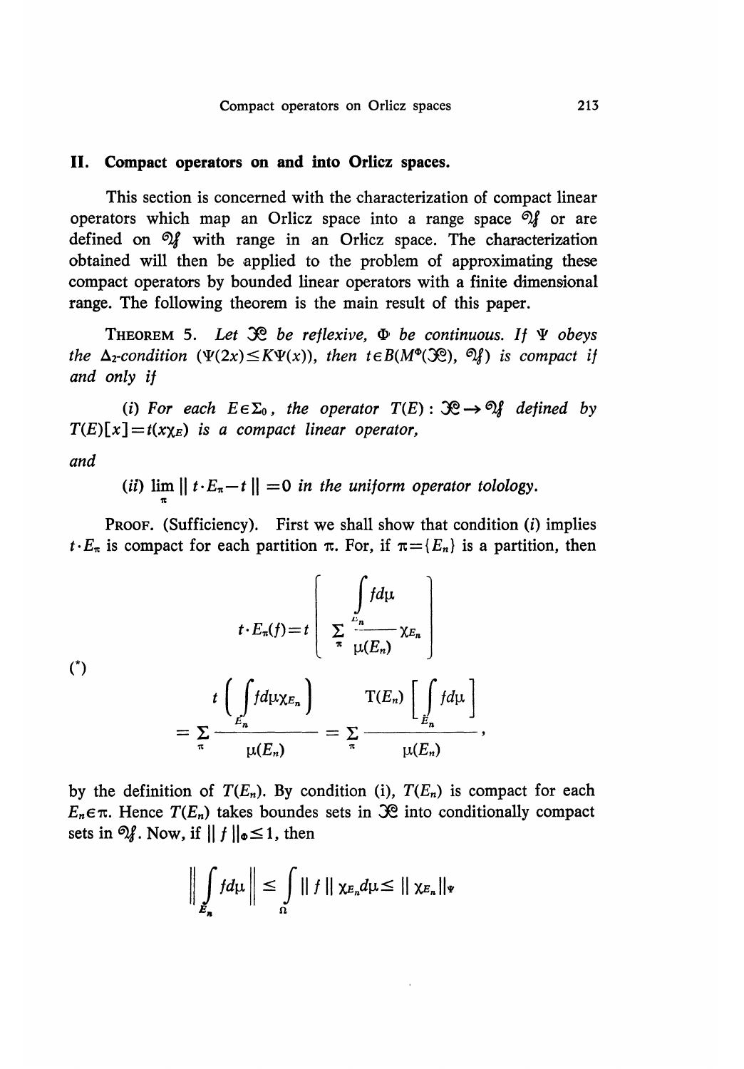## II. Compact operators on and into Orlicz spaces.

This section is concerned with the characterization of compact linear operators which map an Orlicz space into a range space $\mathcal{Y}$ or are defined on $\mathcal{Y}$ with range in an Orlicz space. The characterization obtained will then be applied to the problem of approximating these compact operators by bounded linear operators with a finite dimensional range. The following theorem is the main result of this paper.

THEOREM 5. *Let $\mathcal{X}$ be reflexive, $\Phi$ be continuous. If $\Psi$ obeys the $\Delta_2$-condition ($\Psi(2x) \leq K\Psi(x)$), then $t \in B(M^{\Phi}(\mathcal{X}), \mathcal{Y})$ is compact if and only if*

(*i*) *For each $E \in \Sigma_0$, the operator $T(E): \mathcal{X} \to \mathcal{Y}$ defined by $T(E)[x] = t(x\chi_E)$ is a compact linear operator,*

*and*

(*ii*) $\lim_{\pi} \| t \cdot E_{\pi} - t \| = 0$ *in the uniform operator tolology.*

PROOF. (Sufficiency). First we shall show that condition (*i*) implies $t \cdot E_{\pi}$ is compact for each partition $\pi$. For, if $\pi = \{E_n\}$ is a partition, then

$$
(*) \qquad t \cdot E_{\pi}(f) = t \left[ \sum_{\pi} \frac{\int_{E_n} f d\mu}{\mu(E_n)} \chi_{E_n} \right]
$$

$$
= \sum_{\pi} \frac{t\left( \int_{E_n} f d\mu \chi_{E_n} \right)}{\mu(E_n)} = \sum_{\pi} \frac{T(E_n) \left[ \int_{E_n} f d\mu \right]}{\mu(E_n)},
$$

by the definition of $T(E_n)$. By condition (i), $T(E_n)$ is compact for each $E_n \in \pi$. Hence $T(E_n)$ takes boundes sets in $\mathcal{X}$ into conditionally compact sets in $\mathcal{Y}$. Now, if $\| f \|_{\Phi} \leq 1$, then

$$
\left\| \int_{E_n} f d\mu \right\| \leq \int_{\Omega} \| f \| \chi_{E_n} d\mu \leq \| \chi_{E_n} \|_{\Psi}
$$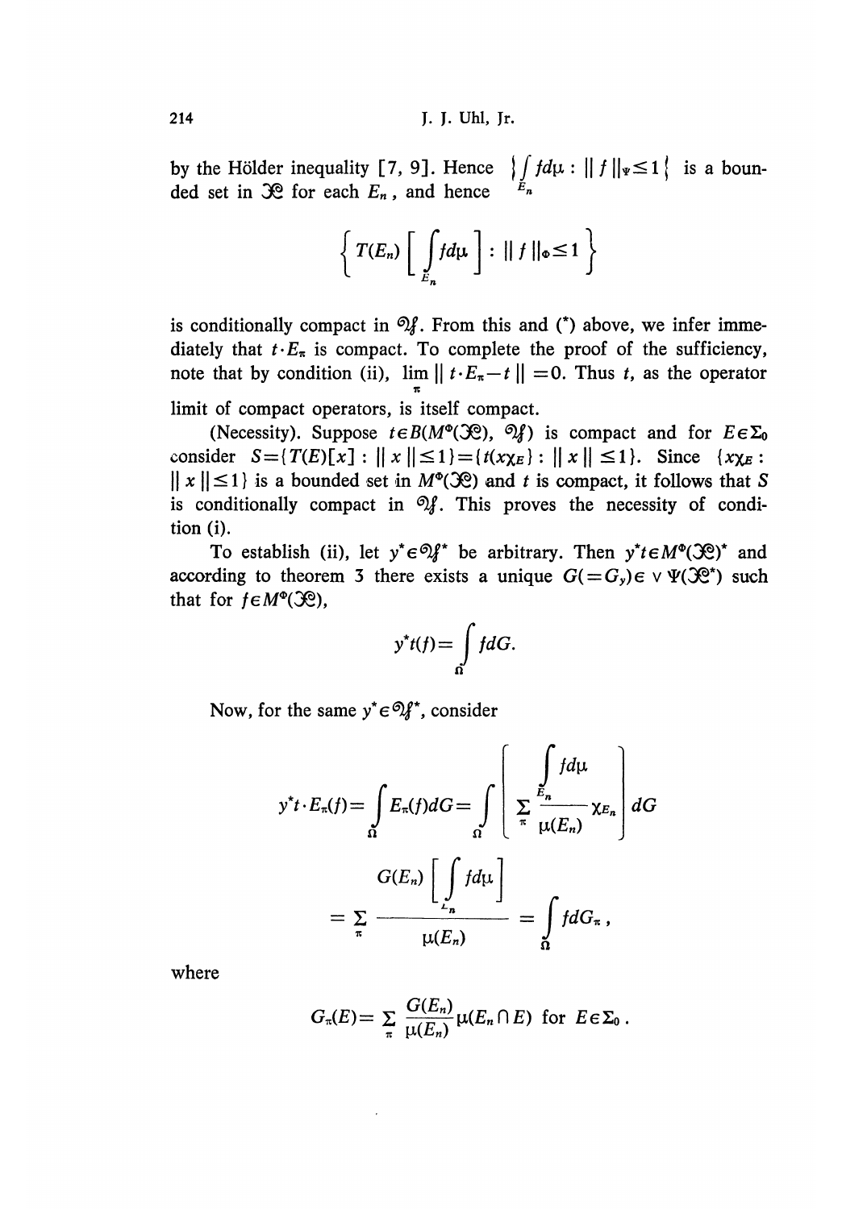by the Hölder inequality [7, 9]. Hence $\left\{ \int_{E_n} f d\mu : \| f \|_\Psi \leq 1 \right\}$ is a bounded set in $\mathcal{X}$ for each $E_n$, and hence

$$\left\{ T(E_n)\left[ \int_{E_n} f d\mu \right] : \| f \|_\Phi \leq 1 \right\}$$

is conditionally compact in $\mathcal{Y}$. From this and (*) above, we infer immediately that $t \cdot E_\pi$ is compact. To complete the proof of the sufficiency, note that by condition (ii), $\lim_\pi \| t \cdot E_\pi - t \| = 0$. Thus $t$, as the operator limit of compact operators, is itself compact.

(Necessity). Suppose $t \in B(M^\Phi(\mathcal{X}), \mathcal{Y})$ is compact and for $E \in \Sigma_0$ consider $S = \{T(E)[x] : \| x \| \leq 1\} = \{t(x\chi_E) : \| x \| \leq 1\}$. Since $\{x\chi_E : \| x \| \leq 1\}$ is a bounded set in $M^\Phi(\mathcal{X})$ and $t$ is compact, it follows that $S$ is conditionally compact in $\mathcal{Y}$. This proves the necessity of condition (i).

To establish (ii), let $y^* \in \mathcal{Y}^*$ be arbitrary. Then $y^* t \in M^\Phi(\mathcal{X})^*$ and according to theorem 3 there exists a unique $G(=G_y) \in v\,\Psi(\mathcal{X}^*)$ such that for $f \in M^\Phi(\mathcal{X})$,

$$y^* t(f) = \int_\Omega f dG.$$

Now, for the same $y^* \in \mathcal{Y}^*$, consider

$$y^* t \cdot E_\pi(f) = \int_\Omega E_\pi(f) dG = \int_\Omega \left[ \sum_\pi \frac{\int_{E_n} f d\mu}{\mu(E_n)} \chi_{E_n} \right] dG$$

$$= \sum_\pi \frac{G(E_n)\left[ \int_{E_n} f d\mu \right]}{\mu(E_n)} = \int_\Omega f dG_\pi,$$

where

$$G_\pi(E) = \sum_\pi \frac{G(E_n)}{\mu(E_n)} \mu(E_n \cap E) \text{ for } E \in \Sigma_0.$$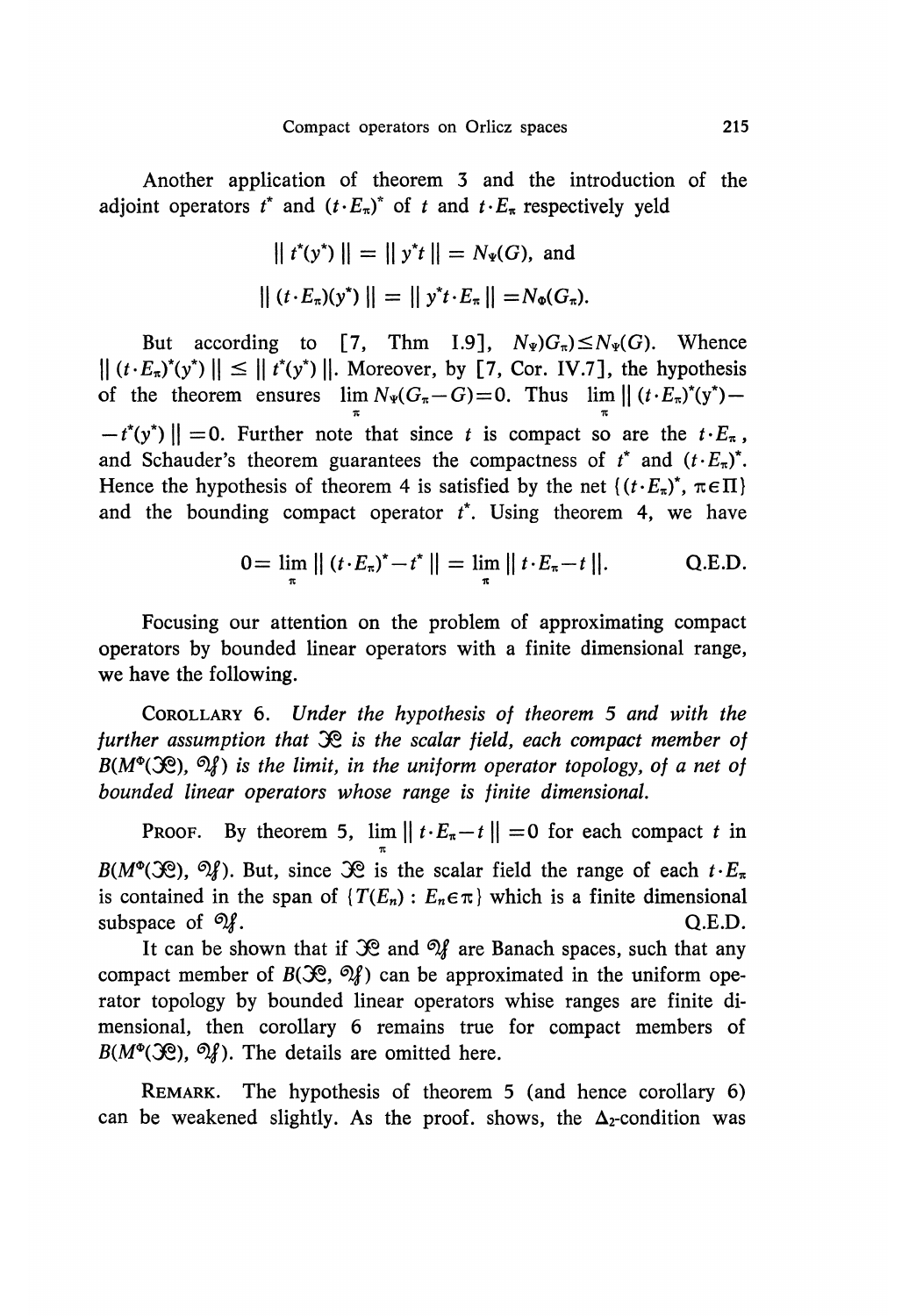Another application of theorem 3 and the introduction of the adjoint operators $t^*$ and $(t \cdot E_\pi)^*$ of $t$ and $t \cdot E_\pi$ respectively yeld

$$\| t^*(y^*) \| = \| y^* t \| = N_\Psi(G), \text{ and}$$

$$\| (t \cdot E_\pi)(y^*) \| = \| y^* t \cdot E_\pi \| = N_\Phi(G_\pi).$$

But according to [7, Thm I.9], $N_\Psi)G_\pi) \leq N_\Psi(G)$. Whence $\| (t \cdot E_\pi)^*(y^*) \| \leq \| t^*(y^*) \|$. Moreover, by [7, Cor. IV.7], the hypothesis of the theorem ensures $\lim_\pi N_\Psi(G_\pi - G) = 0$. Thus $\lim_\pi \| (t \cdot E_\pi)^*(y^*) - - t^*(y^*) \| = 0$. Further note that since $t$ is compact so are the $t \cdot E_\pi$, and Schauder's theorem guarantees the compactness of $t^*$ and $(t \cdot E_\pi)^*$. Hence the hypothesis of theorem 4 is satisfied by the net $\{(t \cdot E_\pi)^*, \pi \in \Pi\}$ and the bounding compact operator $t^*$. Using theorem 4, we have

$$0 = \lim_\pi \| (t \cdot E_\pi)^* - t^* \| = \lim_\pi \| t \cdot E_\pi - t \|. \qquad \text{Q.E.D.}$$

Focusing our attention on the problem of approximating compact operators by bounded linear operators with a finite dimensional range, we have the following.

Corollary 6. *Under the hypothesis of theorem 5 and with the further assumption that $\mathcal{X}$ is the scalar field, each compact member of $B(M^\Phi(\mathcal{X}), \mathcal{Y})$ is the limit, in the uniform operator topology, of a net of bounded linear operators whose range is finite dimensional.*

Proof. By theorem 5, $\lim_\pi \| t \cdot E_\pi - t \| = 0$ for each compact $t$ in $B(M^\Phi(\mathcal{X}), \mathcal{Y})$. But, since $\mathcal{X}$ is the scalar field the range of each $t \cdot E_\pi$ is contained in the span of $\{T(E_n) : E_n \in \pi\}$ which is a finite dimensional subspace of $\mathcal{Y}$. Q.E.D.

It can be shown that if $\mathcal{X}$ and $\mathcal{Y}$ are Banach spaces, such that any compact member of $B(\mathcal{X}, \mathcal{Y})$ can be approximated in the uniform operator topology by bounded linear operators whise ranges are finite dimensional, then corollary 6 remains true for compact members of $B(M^\Phi(\mathcal{X}), \mathcal{Y})$. The details are omitted here.

Remark. The hypothesis of theorem 5 (and hence corollary 6) can be weakened slightly. As the proof. shows, the $\Delta_2$-condition was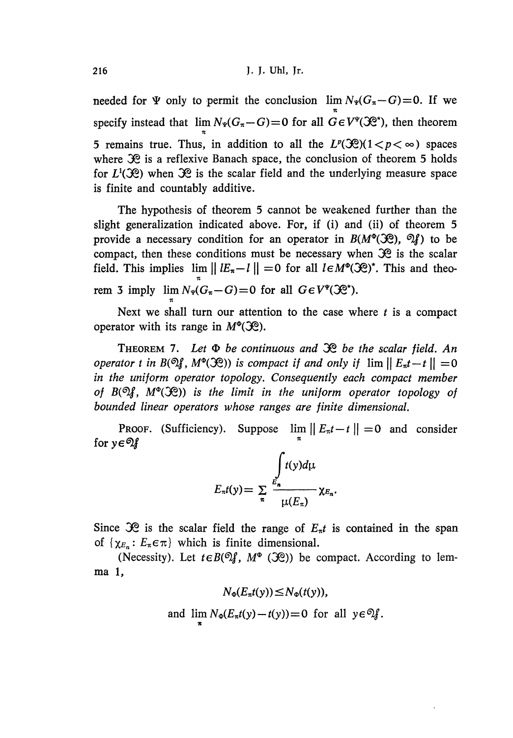needed for $\Psi$ only to permit the conclusion $\lim_{\pi} N_{\Psi}(G_{\pi}-G)=0$. If we specify instead that $\lim_{\pi} N_{\Psi}(G_{\pi}-G)=0$ for all $G \in V^{\Psi}(\mathfrak{X}^{*})$, then theorem 5 remains true. Thus, in addition to all the $L^{p}(\mathfrak{X})(1<p<\infty)$ spaces where $\mathfrak{X}$ is a reflexive Banach space, the conclusion of theorem 5 holds for $L^{1}(\mathfrak{X})$ when $\mathfrak{X}$ is the scalar field and the underlying measure space is finite and countably additive.

The hypothesis of theorem 5 cannot be weakened further than the slight generalization indicated above. For, if (i) and (ii) of theorem 5 provide a necessary condition for an operator in $B(M^{\Phi}(\mathfrak{X}), \mathfrak{Y})$ to be compact, then these conditions must be necessary when $\mathfrak{X}$ is the scalar field. This implies $\lim_{\pi} \| lE_{\pi}-l \| =0$ for all $l \in M^{\Phi}(\mathfrak{X})^{*}$. This and theorem 3 imply $\lim_{\pi} N_{\Psi}(G_{\pi}-G)=0$ for all $G \in V^{\Psi}(\mathfrak{X}^{*})$.

Next we shall turn our attention to the case where $t$ is a compact operator with its range in $M^{\Phi}(\mathfrak{X})$.

**Theorem 7.** *Let $\Phi$ be continuous and $\mathfrak{X}$ be the scalar field. An operator $t$ in $B(\mathfrak{Y}, M^{\Phi}(\mathfrak{X}))$ is compact if and only if $\lim \| E_{\pi}t-t \| =0$ in the uniform operator topology. Consequently each compact member of $B(\mathfrak{Y}, M^{\Phi}(\mathfrak{X}))$ is the limit in the uniform operator topology of bounded linear operators whose ranges are finite dimensional.*

Proof. (Sufficiency). Suppose $\lim_{\pi} \| E_{\pi}t-t \| =0$ and consider for $y \in \mathfrak{Y}$

$$E_{\pi}t(y)= \sum_{\pi} \frac{\int_{E_{\pi}} t(y)d\mu}{\mu(E_{\pi})} \chi_{E_{\pi}}.$$

Since $\mathfrak{X}$ is the scalar field the range of $E_{\pi}t$ is contained in the span of $\{\chi_{E_{\pi}}: E_{\pi} \in \pi\}$ which is finite dimensional.

(Necessity). Let $t \in B(\mathfrak{Y}, M^{\Phi}(\mathfrak{X}))$ be compact. According to lemma 1,

$$N_{\Phi}(E_{\pi}t(y)) \leq N_{\Phi}(t(y)),$$

$$\text{and } \lim_{\pi} N_{\Phi}(E_{\pi}t(y)-t(y))=0 \text{ for all } y \in \mathfrak{Y}.$$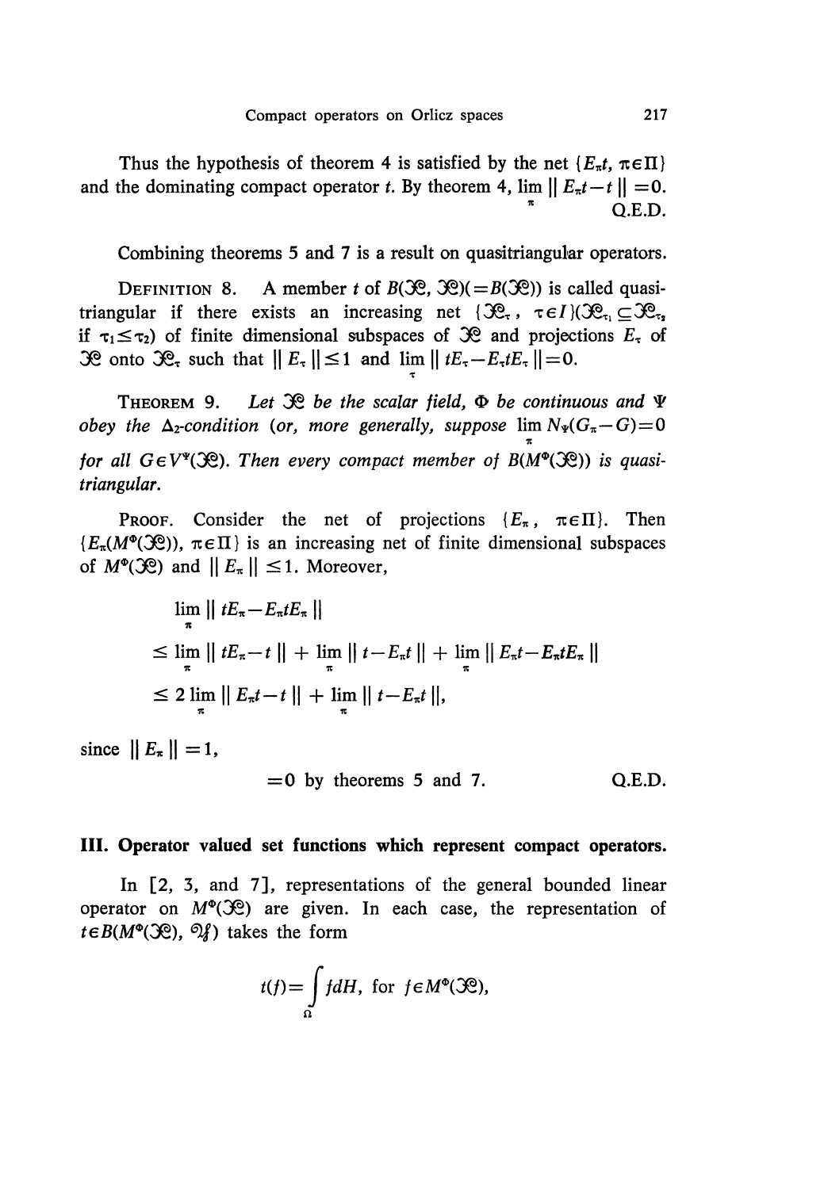Thus the hypothesis of theorem 4 is satisfied by the net $\{E_\pi t,\ \pi\in\Pi\}$ and the dominating compact operator $t$. By theorem 4, $\lim_\pi \| E_\pi t - t \| = 0$. Q.E.D.

Combining theorems 5 and 7 is a result on quasitriangular operators.

DEFINITION 8. A member $t$ of $B(\mathcal{H}, \mathcal{H})(=B(\mathcal{H}))$ is called quasitriangular if there exists an increasing net $\{\mathcal{H}_\tau,\ \tau\in I\}(\mathcal{H}_{\tau_1}\subseteq\mathcal{H}_{\tau_2}$ if $\tau_1\leq\tau_2)$ of finite dimensional subspaces of $\mathcal{H}$ and projections $E_\tau$ of $\mathcal{H}$ onto $\mathcal{H}_\tau$ such that $\| E_\tau \| \leq 1$ and $\lim_\tau \| tE_\tau - E_\tau t E_\tau \| = 0$.

THEOREM 9. *Let $\mathcal{H}$ be the scalar field, $\Phi$ be continuous and $\Psi$ obey the $\Delta_2$-condition (or, more generally, suppose $\lim_\pi N_\Psi(G_\pi - G) = 0$ for all $G\in V^\Psi(\mathcal{H})$. Then every compact member of $B(M^\Phi(\mathcal{H}))$ is quasitriangular.*

PROOF. Consider the net of projections $\{E_\pi,\ \pi\in\Pi\}$. Then $\{E_\pi(M^\Phi(\mathcal{H})),\ \pi\in\Pi\}$ is an increasing net of finite dimensional subspaces of $M^\Phi(\mathcal{H})$ and $\| E_\pi \| \leq 1$. Moreover,

$$
\begin{aligned}
&\lim_\pi \| tE_\pi - E_\pi t E_\pi \| \\
&\leq \lim_\pi \| tE_\pi - t \| + \lim_\pi \| t - E_\pi t \| + \lim_\pi \| E_\pi t - E_\pi t E_\pi \| \\
&\leq 2 \lim_\pi \| E_\pi t - t \| + \lim_\pi \| t - E_\pi t \|,
\end{aligned}
$$

since $\| E_\pi \| = 1$,

$= 0$ by theorems 5 and 7. Q.E.D.

## III. Operator valued set functions which represent compact operators.

In [2, 3, and 7], representations of the general bounded linear operator on $M^\Phi(\mathcal{H})$ are given. In each case, the representation of $t\in B(M^\Phi(\mathcal{H}), \mathcal{Y})$ takes the form

$$
t(f) = \int_\Omega f dH, \text{ for } f\in M^\Phi(\mathcal{H}),
$$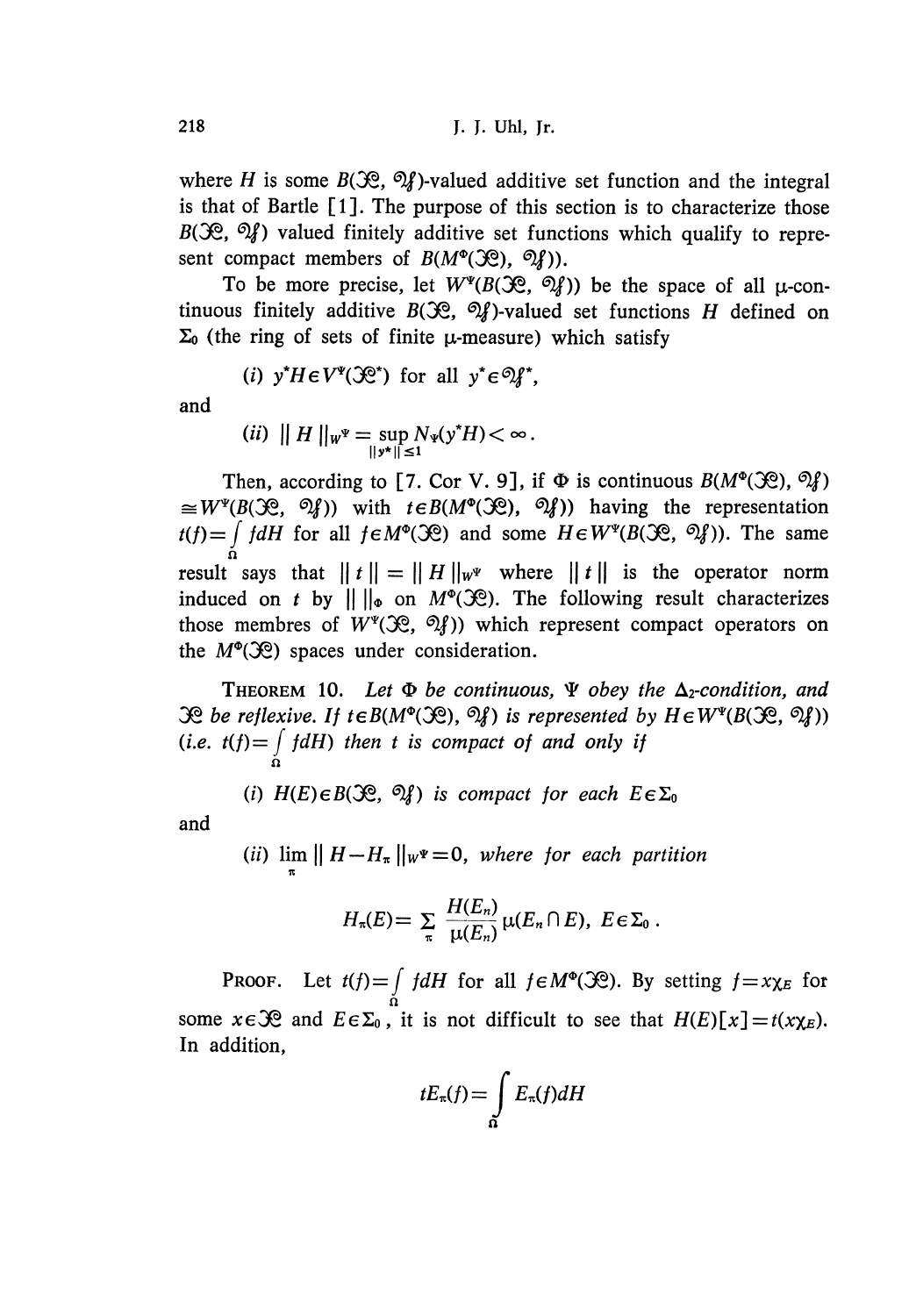where $H$ is some $B(\mathcal{X}, \mathcal{Y})$-valued additive set function and the integral is that of Bartle [1]. The purpose of this section is to characterize those $B(\mathcal{X}, \mathcal{Y})$ valued finitely additive set functions which qualify to represent compact members of $B(M^{\Phi}(\mathcal{X}), \mathcal{Y}))$.

To be more precise, let $W^{\Psi}(B(\mathcal{X}, \mathcal{Y}))$ be the space of all $\mu$-continuous finitely additive $B(\mathcal{X}, \mathcal{Y})$-valued set functions $H$ defined on $\Sigma_0$ (the ring of sets of finite $\mu$-measure) which satisfy

(*i*) $y^*H \in V^{\Psi}(\mathcal{X}^*)$ for all $y^* \in \mathcal{Y}^*$,

and

(*ii*) $\| H \|_{W^{\Psi}} = \sup_{\|y^*\| \leq 1} N_{\Psi}(y^*H) < \infty$.

Then, according to [7. Cor V. 9], if $\Phi$ is continuous $B(M^{\Phi}(\mathcal{X}), \mathcal{Y}) \cong W^{\Psi}(B(\mathcal{X}, \mathcal{Y}))$ with $t \in B(M^{\Phi}(\mathcal{X}), \mathcal{Y}))$ having the representation $t(f) = \int_{\Omega} f dH$ for all $f \in M^{\Phi}(\mathcal{X})$ and some $H \in W^{\Psi}(B(\mathcal{X}, \mathcal{Y}))$. The same result says that $\| t \| = \| H \|_{W^{\Psi}}$ where $\| t \|$ is the operator norm induced on $t$ by $\| \ \|_{\Phi}$ on $M^{\Phi}(\mathcal{X})$. The following result characterizes those membres of $W^{\Psi}(\mathcal{X}, \mathcal{Y}))$ which represent compact operators on the $M^{\Phi}(\mathcal{X})$ spaces under consideration.

THEOREM 10. *Let $\Phi$ be continuous, $\Psi$ obey the $\Delta_2$-condition, and $\mathcal{X}$ be reflexive. If $t \in B(M^{\Phi}(\mathcal{X}), \mathcal{Y})$ is represented by $H \in W^{\Psi}(B(\mathcal{X}, \mathcal{Y}))$ (i.e. $t(f) = \int_{\Omega} f dH$) then $t$ is compact of and only if*

(*i*) *$H(E) \in B(\mathcal{X}, \mathcal{Y})$ is compact for each $E \in \Sigma_0$*

and

(*ii*) *$\lim_{\pi} \| H - H_{\pi} \|_{W^{\Psi}} = 0$, where for each partition*

$$H_{\pi}(E) = \sum_{\pi} \frac{H(E_n)}{\mu(E_n)} \mu(E_n \cap E), \ E \in \Sigma_0 .$$

PROOF. Let $t(f) = \int_{\Omega} f dH$ for all $f \in M^{\Phi}(\mathcal{X})$. By setting $f = x\chi_E$ for some $x \in \mathcal{X}$ and $E \in \Sigma_0$, it is not difficult to see that $H(E)[x] = t(x\chi_E)$. In addition,

$$tE_{\pi}(f) = \int_{\Omega} E_{\pi}(f) dH$$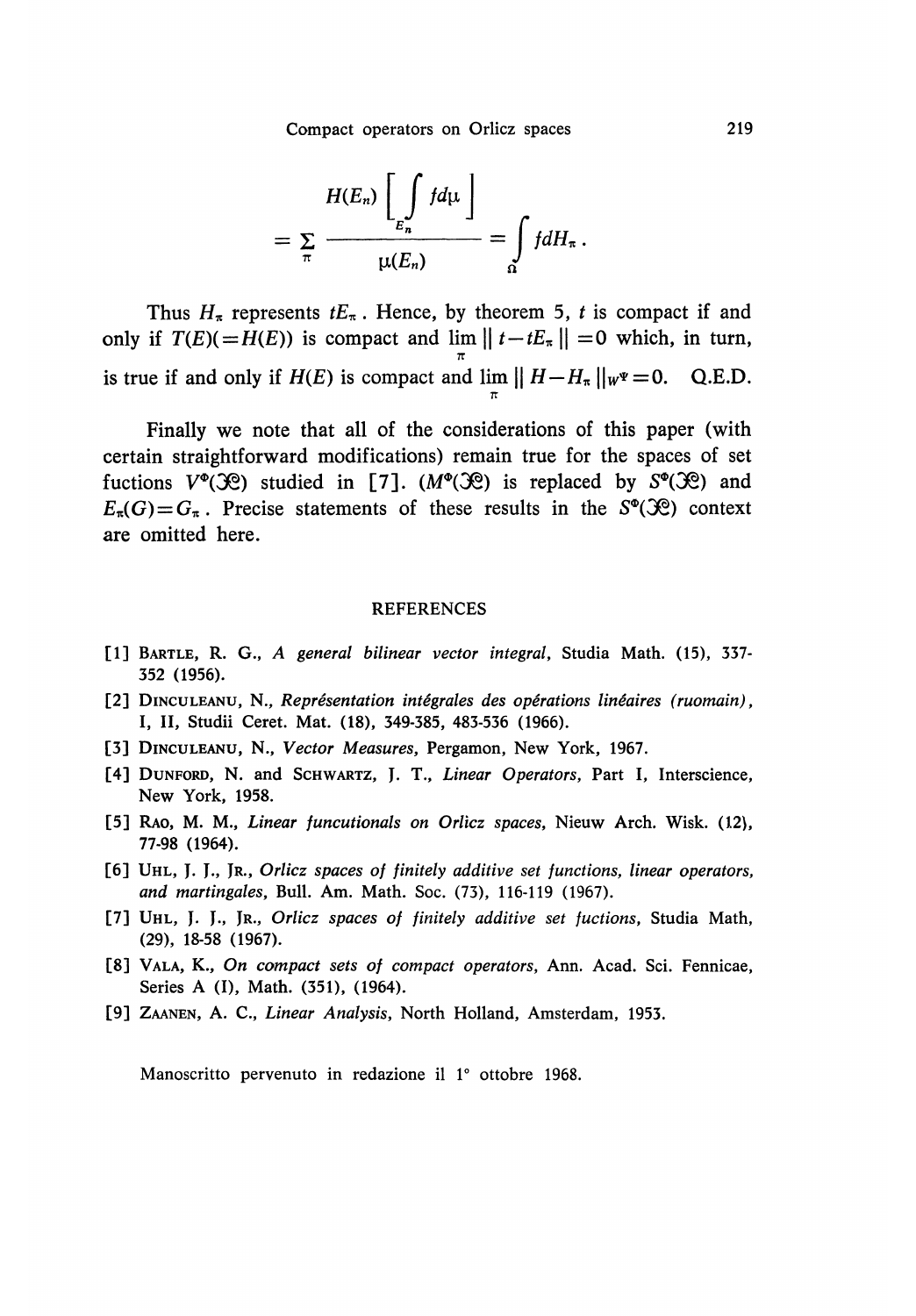$$= \sum_{\pi} \frac{H(E_n) \left[ \int_{E_n} f d\mu \right]}{\mu(E_n)} = \int_{\Omega} f dH_\pi .$$

Thus $H_\pi$ represents $tE_\pi$. Hence, by theorem 5, $t$ is compact if and only if $T(E)(=H(E))$ is compact and $\lim_\pi \| t - tE_\pi \| = 0$ which, in turn, is true if and only if $H(E)$ is compact and $\lim_\pi \| H - H_\pi \|_{W^\Psi} = 0$. Q.E.D.

Finally we note that all of the considerations of this paper (with certain straightforward modifications) remain true for the spaces of set fuctions $V^\Phi(\mathcal{H})$ studied in [7]. ($M^\Phi(\mathcal{H})$ is replaced by $S^\Phi(\mathcal{H})$ and $E_\pi(G) = G_\pi$. Precise statements of these results in the $S^\Phi(\mathcal{H})$ context are omitted here.

## REFERENCES

[1] Bartle, R. G., *A general bilinear vector integral*, Studia Math. (15), 337-352 (1956).

[2] Dinculeanu, N., *Représentation intégrales des opérations linéaires (ruomain)*, I, II, Studii Ceret. Mat. (18), 349-385, 483-536 (1966).

[3] Dinculeanu, N., *Vector Measures*, Pergamon, New York, 1967.

[4] Dunford, N. and Schwartz, J. T., *Linear Operators*, Part I, Interscience, New York, 1958.

[5] Rao, M. M., *Linear funcutionals on Orlicz spaces*, Nieuw Arch. Wisk. (12), 77-98 (1964).

[6] Uhl, J. J., Jr., *Orlicz spaces of finitely additive set functions, linear operators, and martingales*, Bull. Am. Math. Soc. (73), 116-119 (1967).

[7] Uhl, J. J., Jr., *Orlicz spaces of finitely additive set fuctions*, Studia Math, (29), 18-58 (1967).

[8] Vala, K., *On compact sets of compact operators*, Ann. Acad. Sci. Fennicae, Series A (I), Math. (351), (1964).

[9] Zaanen, A. C., *Linear Analysis*, North Holland, Amsterdam, 1953.

Manoscritto pervenuto in redazione il 1° ottobre 1968.